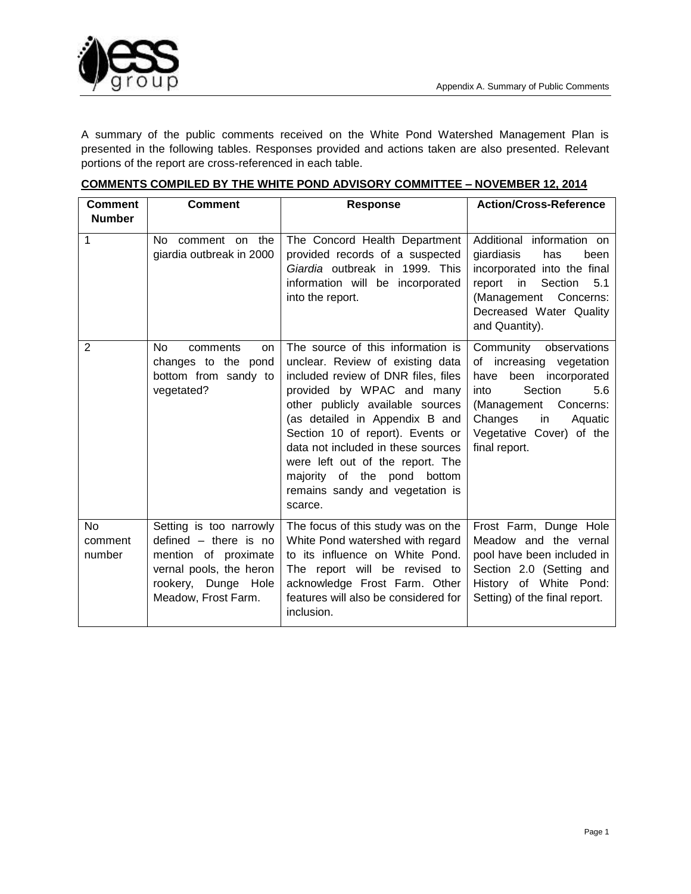A summary of the public comments received on the White Pond Watershed Management Plan is presented in the following tables. Responses provided and actions taken are also presented. Relevant portions of the report are cross-referenced in each table.

**COMMENTS COMPILED BY THE WHITE POND ADVISORY COMMITTEE – NOVEMBER 12, 2014**

| Comment Number | Comment | Response | Action/Cross-Reference |
|---|---|---|---|
| 1 | No comment on the giardia outbreak in 2000 | The Concord Health Department provided records of a suspected *Giardia* outbreak in 1999. This information will be incorporated into the report. | Additional information on giardiasis has been incorporated into the final report in Section 5.1 (Management Concerns: Decreased Water Quality and Quantity). |
| 2 | No comments on changes to the pond bottom from sandy to vegetated? | The source of this information is unclear. Review of existing data included review of DNR files, files provided by WPAC and many other publicly available sources (as detailed in Appendix B and Section 10 of report). Events or data not included in these sources were left out of the report. The majority of the pond bottom remains sandy and vegetation is scarce. | Community observations of increasing vegetation have been incorporated into Section 5.6 (Management Concerns: Changes in Aquatic Vegetative Cover) of the final report. |
| No comment number | Setting is too narrowly defined – there is no mention of proximate vernal pools, the heron rookery, Dunge Hole Meadow, Frost Farm. | The focus of this study was on the White Pond watershed with regard to its influence on White Pond. The report will be revised to acknowledge Frost Farm. Other features will also be considered for inclusion. | Frost Farm, Dunge Hole Meadow and the vernal pool have been included in Section 2.0 (Setting and History of White Pond: Setting) of the final report. |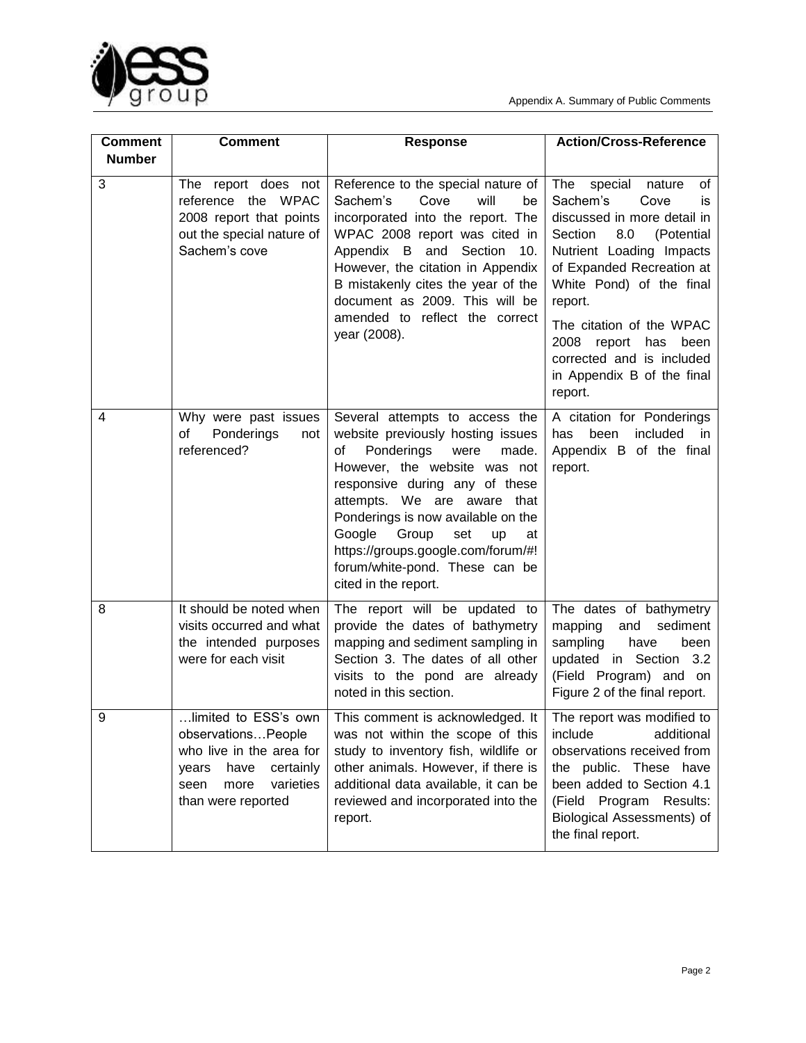| Comment Number | Comment | Response | Action/Cross-Reference |
|---|---|---|---|
| 3 | The report does not reference the WPAC 2008 report that points out the special nature of Sachem's cove | Reference to the special nature of Sachem's Cove will be incorporated into the report. The WPAC 2008 report was cited in Appendix B and Section 10. However, the citation in Appendix B mistakenly cites the year of the document as 2009. This will be amended to reflect the correct year (2008). | The special nature of Sachem's Cove is discussed in more detail in Section 8.0 (Potential Nutrient Loading Impacts of Expanded Recreation at White Pond) of the final report. The citation of the WPAC 2008 report has been corrected and is included in Appendix B of the final report. |
| 4 | Why were past issues of Ponderings not referenced? | Several attempts to access the website previously hosting issues of Ponderings were made. However, the website was not responsive during any of these attempts. We are aware that Ponderings is now available on the Google Group set up at https://groups.google.com/forum/#!forum/white-pond. These can be cited in the report. | A citation for Ponderings has been included in Appendix B of the final report. |
| 8 | It should be noted when visits occurred and what the intended purposes were for each visit | The report will be updated to provide the dates of bathymetry mapping and sediment sampling in Section 3. The dates of all other visits to the pond are already noted in this section. | The dates of bathymetry mapping and sediment sampling have been updated in Section 3.2 (Field Program) and on Figure 2 of the final report. |
| 9 | …limited to ESS's own observations…People who live in the area for years have certainly seen more varieties than were reported | This comment is acknowledged. It was not within the scope of this study to inventory fish, wildlife or other animals. However, if there is additional data available, it can be reviewed and incorporated into the report. | The report was modified to include additional observations received from the public. These have been added to Section 4.1 (Field Program Results: Biological Assessments) of the final report. |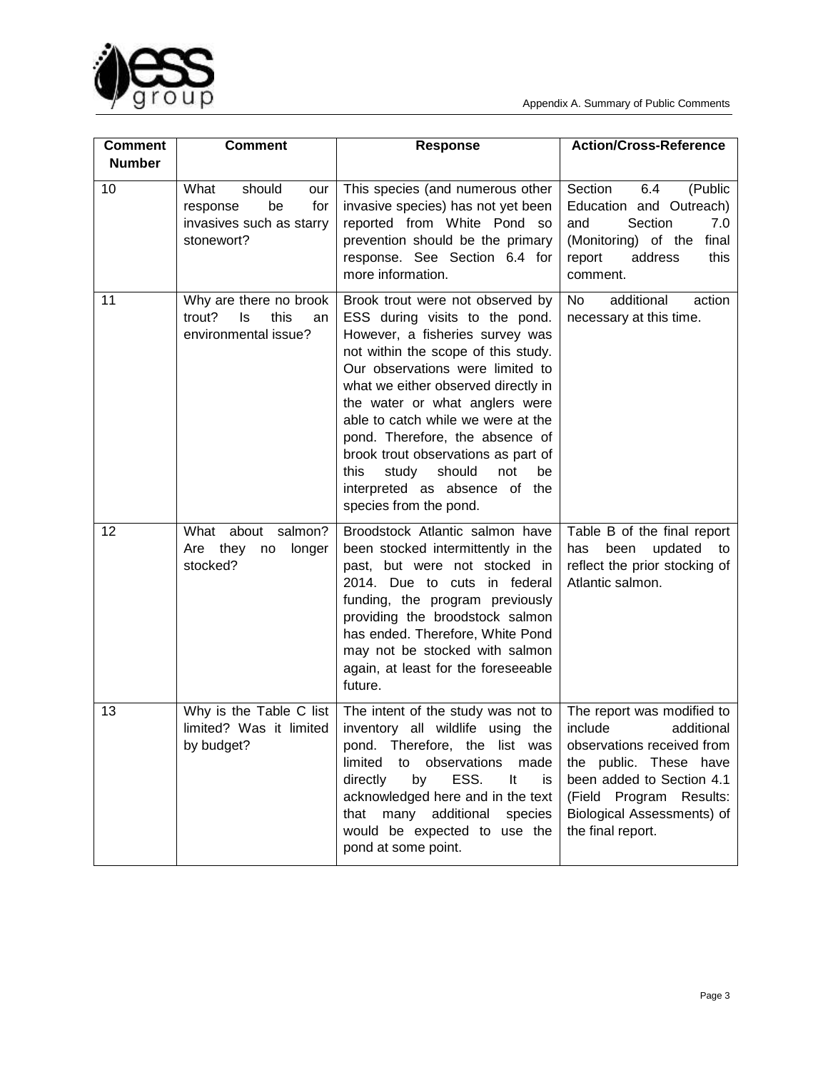| Comment Number | Comment | Response | Action/Cross-Reference |
|---|---|---|---|
| 10 | What should our response be for invasives such as starry stonewort? | This species (and numerous other invasive species) has not yet been reported from White Pond so prevention should be the primary response. See Section 6.4 for more information. | Section 6.4 (Public Education and Outreach) and Section 7.0 (Monitoring) of the final report address this comment. |
| 11 | Why are there no brook trout? Is this an environmental issue? | Brook trout were not observed by ESS during visits to the pond. However, a fisheries survey was not within the scope of this study. Our observations were limited to what we either observed directly in the water or what anglers were able to catch while we were at the pond. Therefore, the absence of brook trout observations as part of this study should not be interpreted as absence of the species from the pond. | No additional action necessary at this time. |
| 12 | What about salmon? Are they no longer stocked? | Broodstock Atlantic salmon have been stocked intermittently in the past, but were not stocked in 2014. Due to cuts in federal funding, the program previously providing the broodstock salmon has ended. Therefore, White Pond may not be stocked with salmon again, at least for the foreseeable future. | Table B of the final report has been updated to reflect the prior stocking of Atlantic salmon. |
| 13 | Why is the Table C list limited? Was it limited by budget? | The intent of the study was not to inventory all wildlife using the pond. Therefore, the list was limited to observations made directly by ESS. It is acknowledged here and in the text that many additional species would be expected to use the pond at some point. | The report was modified to include additional observations received from the public. These have been added to Section 4.1 (Field Program Results: Biological Assessments) of the final report. |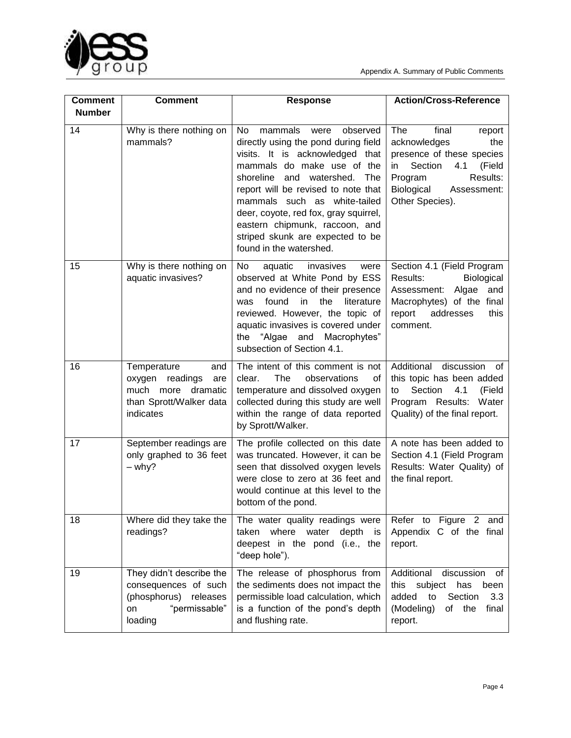| Comment Number | Comment | Response | Action/Cross-Reference |
| --- | --- | --- | --- |
| 14 | Why is there nothing on mammals? | No mammals were observed directly using the pond during field visits. It is acknowledged that mammals do make use of the shoreline and watershed. The report will be revised to note that mammals such as white-tailed deer, coyote, red fox, gray squirrel, eastern chipmunk, raccoon, and striped skunk are expected to be found in the watershed. | The final report acknowledges the presence of these species in Section 4.1 (Field Program Results: Biological Assessment: Other Species). |
| 15 | Why is there nothing on aquatic invasives? | No aquatic invasives were observed at White Pond by ESS and no evidence of their presence was found in the literature reviewed. However, the topic of aquatic invasives is covered under the "Algae and Macrophytes" subsection of Section 4.1. | Section 4.1 (Field Program Results: Biological Assessment: Algae and Macrophytes) of the final report addresses this comment. |
| 16 | Temperature and oxygen readings are much more dramatic than Sprott/Walker data indicates | The intent of this comment is not clear. The observations of temperature and dissolved oxygen collected during this study are well within the range of data reported by Sprott/Walker. | Additional discussion of this topic has been added to Section 4.1 (Field Program Results: Water Quality) of the final report. |
| 17 | September readings are only graphed to 36 feet – why? | The profile collected on this date was truncated. However, it can be seen that dissolved oxygen levels were close to zero at 36 feet and would continue at this level to the bottom of the pond. | A note has been added to Section 4.1 (Field Program Results: Water Quality) of the final report. |
| 18 | Where did they take the readings? | The water quality readings were taken where water depth is deepest in the pond (i.e., the "deep hole"). | Refer to Figure 2 and Appendix C of the final report. |
| 19 | They didn't describe the consequences of such (phosphorus) releases on "permissable" loading | The release of phosphorus from the sediments does not impact the permissible load calculation, which is a function of the pond's depth and flushing rate. | Additional discussion of this subject has been added to Section 3.3 (Modeling) of the final report. |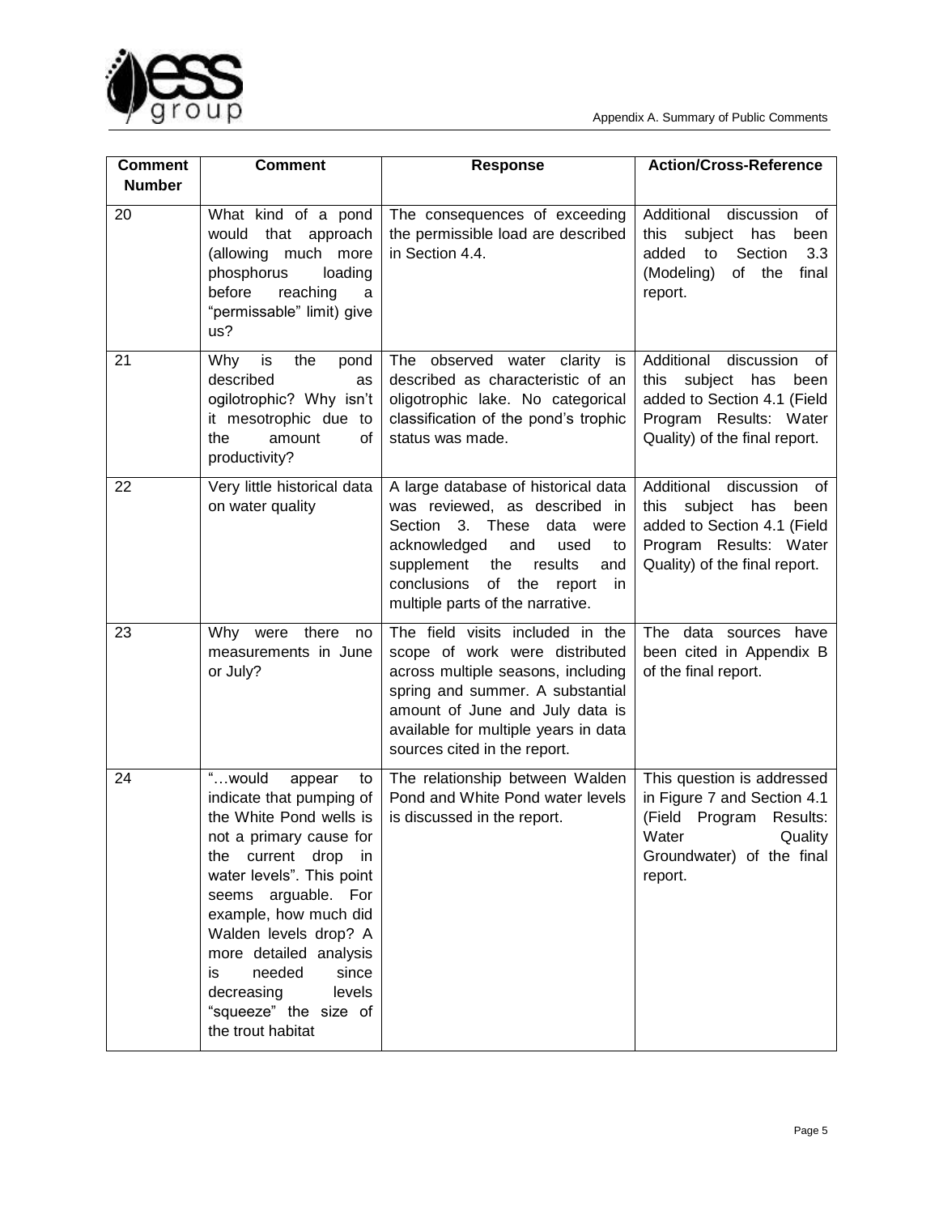| Comment Number | Comment | Response | Action/Cross-Reference |
|---|---|---|---|
| 20 | What kind of a pond would that approach (allowing much more phosphorus loading before reaching a "permissable" limit) give us? | The consequences of exceeding the permissible load are described in Section 4.4. | Additional discussion of this subject has been added to Section 3.3 (Modeling) of the final report. |
| 21 | Why is the pond described as ogilotrophic? Why isn't it mesotrophic due to the amount of productivity? | The observed water clarity is described as characteristic of an oligotrophic lake. No categorical classification of the pond's trophic status was made. | Additional discussion of this subject has been added to Section 4.1 (Field Program Results: Water Quality) of the final report. |
| 22 | Very little historical data on water quality | A large database of historical data was reviewed, as described in Section 3. These data were acknowledged and used to supplement the results and conclusions of the report in multiple parts of the narrative. | Additional discussion of this subject has been added to Section 4.1 (Field Program Results: Water Quality) of the final report. |
| 23 | Why were there no measurements in June or July? | The field visits included in the scope of work were distributed across multiple seasons, including spring and summer. A substantial amount of June and July data is available for multiple years in data sources cited in the report. | The data sources have been cited in Appendix B of the final report. |
| 24 | "…would appear to indicate that pumping of the White Pond wells is not a primary cause for the current drop in water levels". This point seems arguable. For example, how much did Walden levels drop? A more detailed analysis is needed since decreasing levels "squeeze" the size of the trout habitat | The relationship between Walden Pond and White Pond water levels is discussed in the report. | This question is addressed in Figure 7 and Section 4.1 (Field Program Results: Water Quality Groundwater) of the final report. |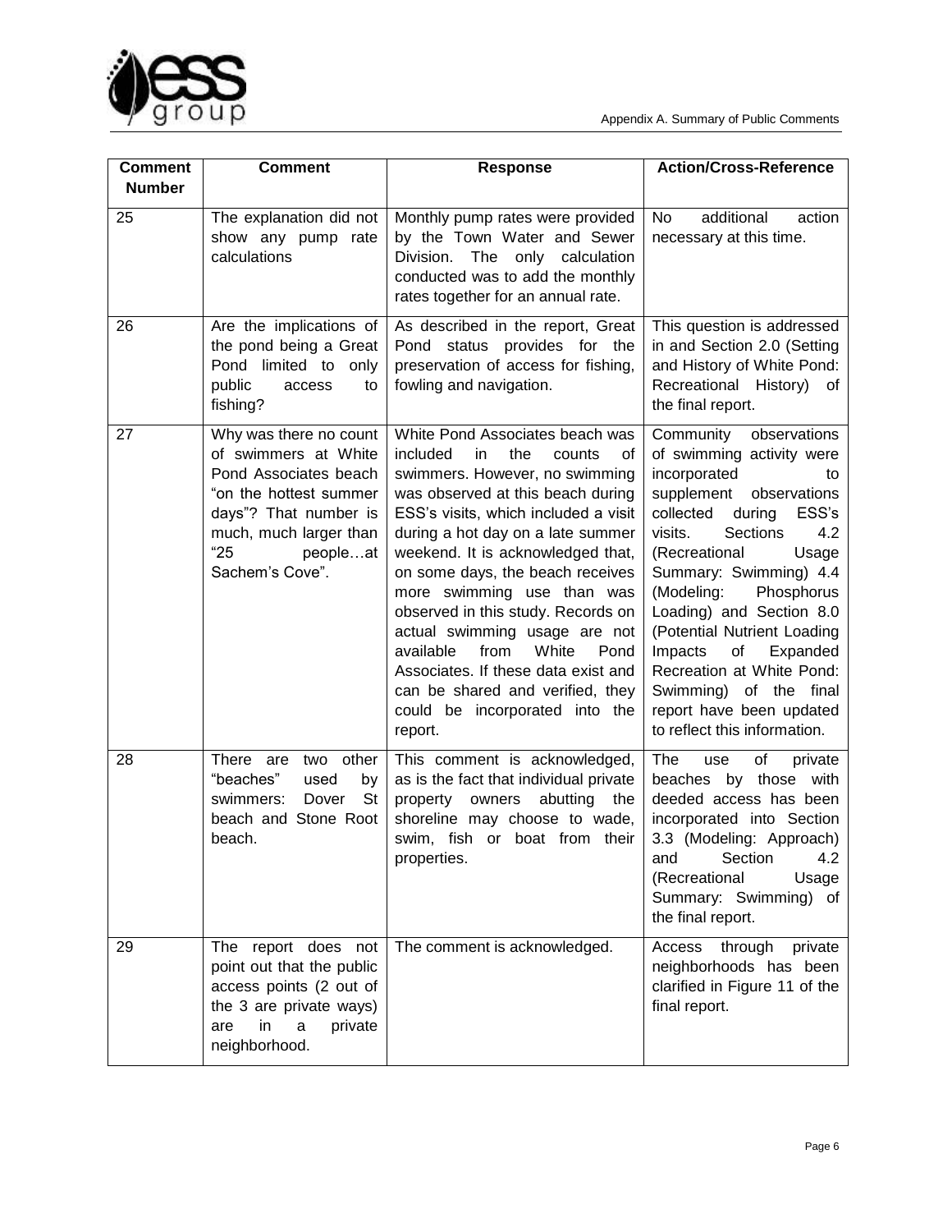| Comment Number | Comment | Response | Action/Cross-Reference |
|---|---|---|---|
| 25 | The explanation did not show any pump rate calculations | Monthly pump rates were provided by the Town Water and Sewer Division. The only calculation conducted was to add the monthly rates together for an annual rate. | No additional action necessary at this time. |
| 26 | Are the implications of the pond being a Great Pond limited to only public access to fishing? | As described in the report, Great Pond status provides for the preservation of access for fishing, fowling and navigation. | This question is addressed in and Section 2.0 (Setting and History of White Pond: Recreational History) of the final report. |
| 27 | Why was there no count of swimmers at White Pond Associates beach "on the hottest summer days"? That number is much, much larger than "25 people…at Sachem's Cove". | White Pond Associates beach was included in the counts of swimmers. However, no swimming was observed at this beach during ESS's visits, which included a visit during a hot day on a late summer weekend. It is acknowledged that, on some days, the beach receives more swimming use than was observed in this study. Records on actual swimming usage are not available from White Pond Associates. If these data exist and can be shared and verified, they could be incorporated into the report. | Community observations of swimming activity were incorporated to supplement observations collected during ESS's visits. Sections 4.2 (Recreational Usage Summary: Swimming) 4.4 (Modeling: Phosphorus Loading) and Section 8.0 (Potential Nutrient Loading Impacts of Expanded Recreation at White Pond: Swimming) of the final report have been updated to reflect this information. |
| 28 | There are two other "beaches" used by swimmers: Dover St beach and Stone Root beach. | This comment is acknowledged, as is the fact that individual private property owners abutting the shoreline may choose to wade, swim, fish or boat from their properties. | The use of private beaches by those with deeded access has been incorporated into Section 3.3 (Modeling: Approach) and Section 4.2 (Recreational Usage Summary: Swimming) of the final report. |
| 29 | The report does not point out that the public access points (2 out of the 3 are private ways) are in a private neighborhood. | The comment is acknowledged. | Access through private neighborhoods has been clarified in Figure 11 of the final report. |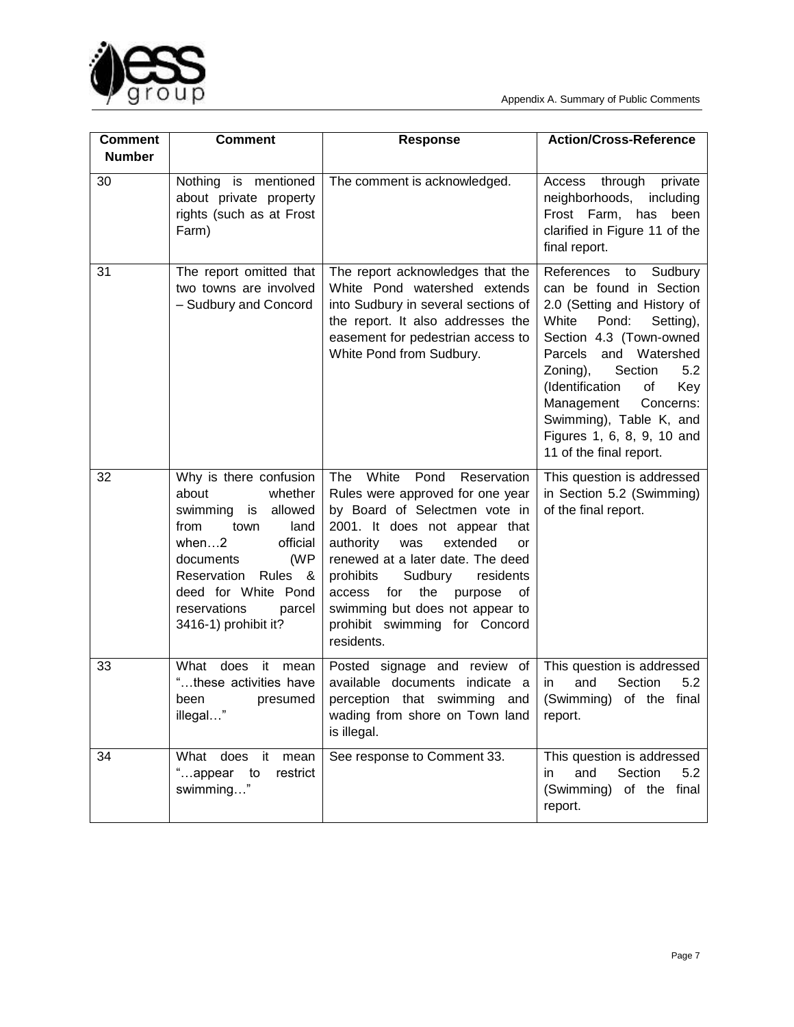| Comment Number | Comment | Response | Action/Cross-Reference |
|---|---|---|---|
| 30 | Nothing is mentioned about private property rights (such as at Frost Farm) | The comment is acknowledged. | Access through private neighborhoods, including Frost Farm, has been clarified in Figure 11 of the final report. |
| 31 | The report omitted that two towns are involved – Sudbury and Concord | The report acknowledges that the White Pond watershed extends into Sudbury in several sections of the report. It also addresses the easement for pedestrian access to White Pond from Sudbury. | References to Sudbury can be found in Section 2.0 (Setting and History of White Pond: Setting), Section 4.3 (Town-owned Parcels and Watershed Zoning), Section 5.2 (Identification of Key Management Concerns: Swimming), Table K, and Figures 1, 6, 8, 9, 10 and 11 of the final report. |
| 32 | Why is there confusion about whether swimming is allowed from town land when…2 official documents (WP Reservation Rules & deed for White Pond reservations parcel 3416-1) prohibit it? | The White Pond Reservation Rules were approved for one year by Board of Selectmen vote in 2001. It does not appear that authority was extended or renewed at a later date. The deed prohibits Sudbury residents access for the purpose of swimming but does not appear to prohibit swimming for Concord residents. | This question is addressed in Section 5.2 (Swimming) of the final report. |
| 33 | What does it mean "…these activities have been presumed illegal…" | Posted signage and review of available documents indicate a perception that swimming and wading from shore on Town land is illegal. | This question is addressed in and Section 5.2 (Swimming) of the final report. |
| 34 | What does it mean "…appear to restrict swimming…" | See response to Comment 33. | This question is addressed in and Section 5.2 (Swimming) of the final report. |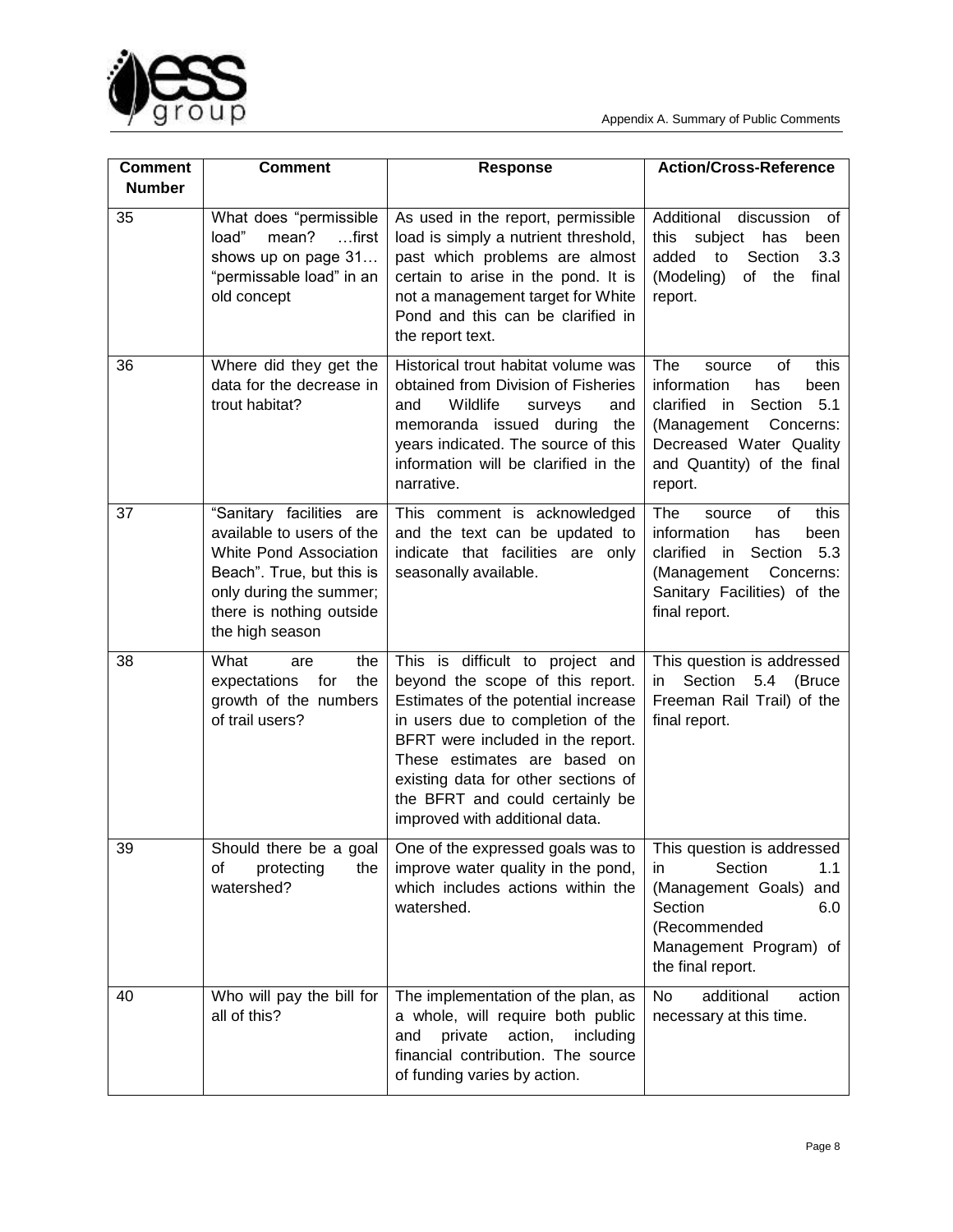| Comment Number | Comment | Response | Action/Cross-Reference |
|---|---|---|---|
| 35 | What does "permissible load" mean? …first shows up on page 31… "permissable load" in an old concept | As used in the report, permissible load is simply a nutrient threshold, past which problems are almost certain to arise in the pond. It is not a management target for White Pond and this can be clarified in the report text. | Additional discussion of this subject has been added to Section 3.3 (Modeling) of the final report. |
| 36 | Where did they get the data for the decrease in trout habitat? | Historical trout habitat volume was obtained from Division of Fisheries and Wildlife surveys and memoranda issued during the years indicated. The source of this information will be clarified in the narrative. | The source of this information has been clarified in Section 5.1 (Management Concerns: Decreased Water Quality and Quantity) of the final report. |
| 37 | "Sanitary facilities are available to users of the White Pond Association Beach". True, but this is only during the summer; there is nothing outside the high season | This comment is acknowledged and the text can be updated to indicate that facilities are only seasonally available. | The source of this information has been clarified in Section 5.3 (Management Concerns: Sanitary Facilities) of the final report. |
| 38 | What are the expectations for the growth of the numbers of trail users? | This is difficult to project and beyond the scope of this report. Estimates of the potential increase in users due to completion of the BFRT were included in the report. These estimates are based on existing data for other sections of the BFRT and could certainly be improved with additional data. | This question is addressed in Section 5.4 (Bruce Freeman Rail Trail) of the final report. |
| 39 | Should there be a goal of protecting the watershed? | One of the expressed goals was to improve water quality in the pond, which includes actions within the watershed. | This question is addressed in Section 1.1 (Management Goals) and Section 6.0 (Recommended Management Program) of the final report. |
| 40 | Who will pay the bill for all of this? | The implementation of the plan, as a whole, will require both public and private action, including financial contribution. The source of funding varies by action. | No additional action necessary at this time. |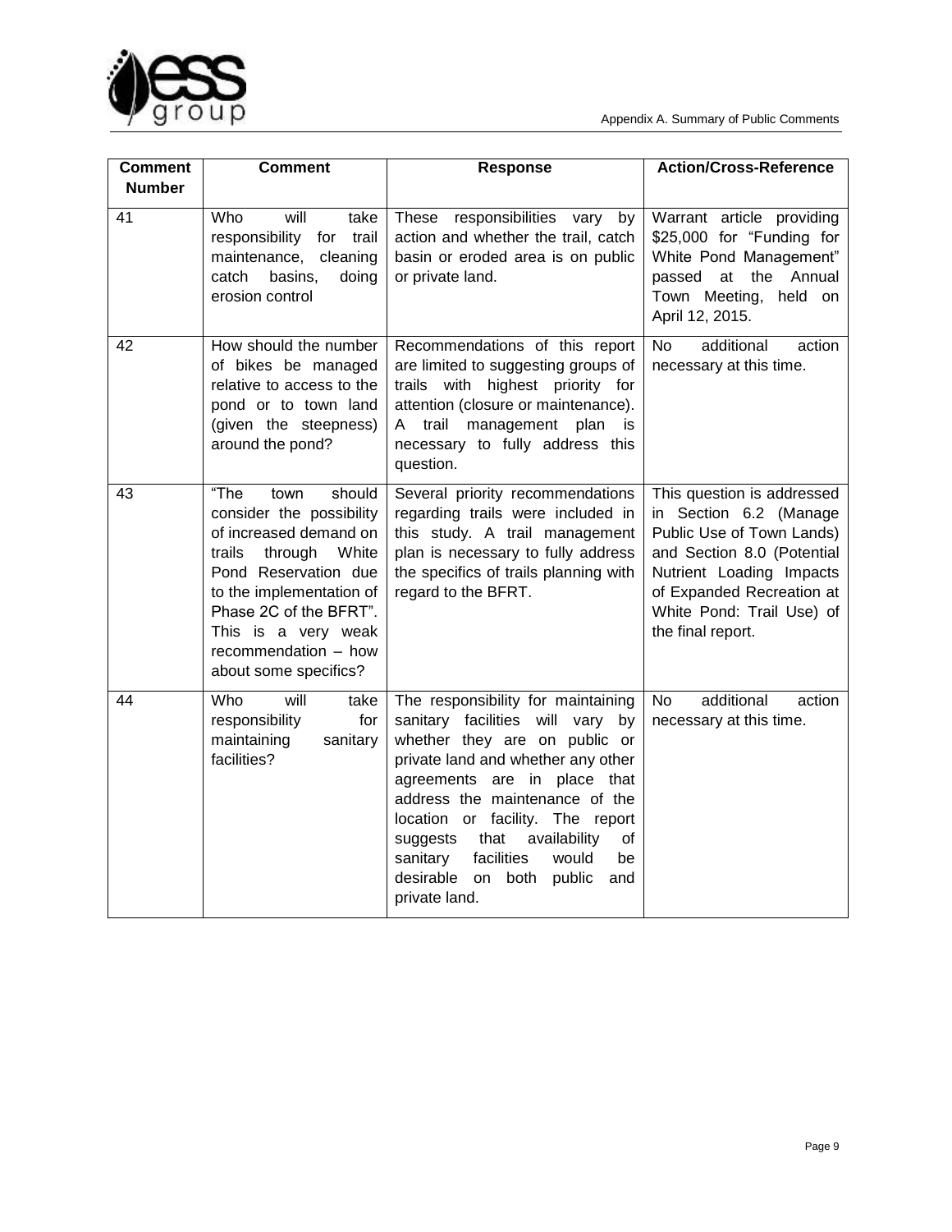| Comment Number | Comment | Response | Action/Cross-Reference |
|---|---|---|---|
| 41 | Who will take responsibility for trail maintenance, cleaning catch basins, doing erosion control | These responsibilities vary by action and whether the trail, catch basin or eroded area is on public or private land. | Warrant article providing $25,000 for "Funding for White Pond Management" passed at the Annual Town Meeting, held on April 12, 2015. |
| 42 | How should the number of bikes be managed relative to access to the pond or to town land (given the steepness) around the pond? | Recommendations of this report are limited to suggesting groups of trails with highest priority for attention (closure or maintenance). A trail management plan is necessary to fully address this question. | No additional action necessary at this time. |
| 43 | "The town should consider the possibility of increased demand on trails through White Pond Reservation due to the implementation of Phase 2C of the BFRT". This is a very weak recommendation – how about some specifics? | Several priority recommendations regarding trails were included in this study. A trail management plan is necessary to fully address the specifics of trails planning with regard to the BFRT. | This question is addressed in Section 6.2 (Manage Public Use of Town Lands) and Section 8.0 (Potential Nutrient Loading Impacts of Expanded Recreation at White Pond: Trail Use) of the final report. |
| 44 | Who will take responsibility for maintaining sanitary facilities? | The responsibility for maintaining sanitary facilities will vary by whether they are on public or private land and whether any other agreements are in place that address the maintenance of the location or facility. The report suggests that availability of sanitary facilities would be desirable on both public and private land. | No additional action necessary at this time. |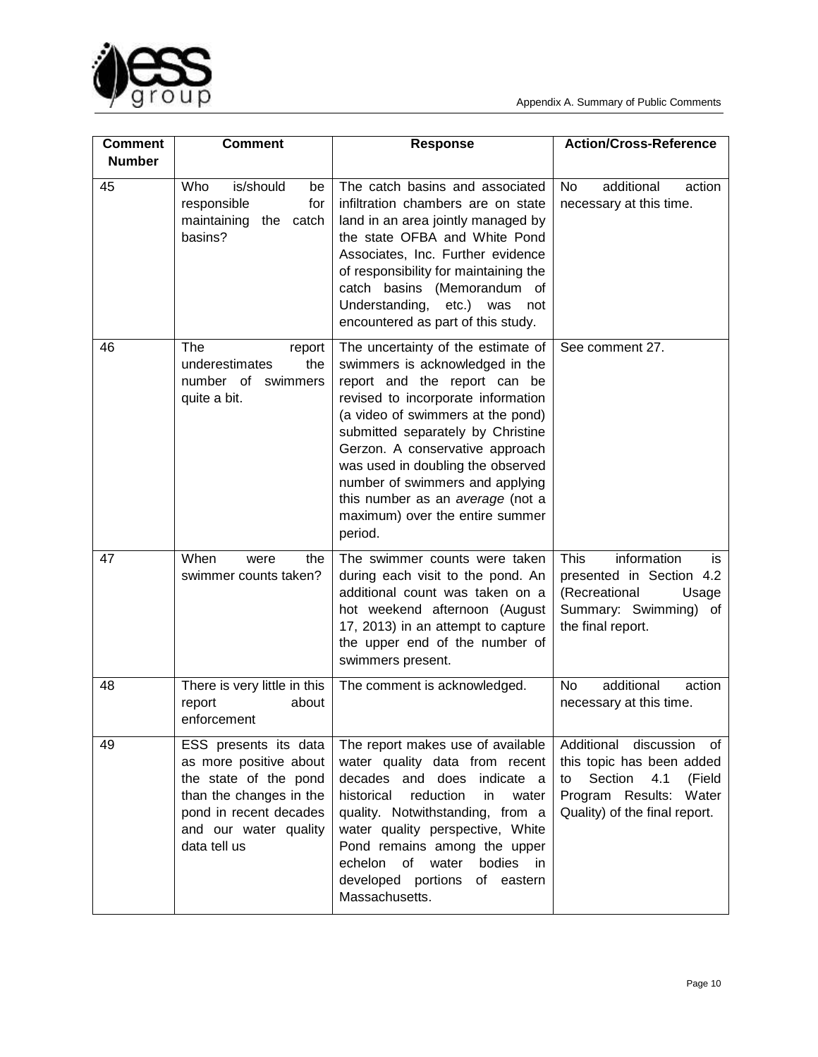| Comment Number | Comment | Response | Action/Cross-Reference |
|---|---|---|---|
| 45 | Who is/should be responsible for maintaining the catch basins? | The catch basins and associated infiltration chambers are on state land in an area jointly managed by the state OFBA and White Pond Associates, Inc. Further evidence of responsibility for maintaining the catch basins (Memorandum of Understanding, etc.) was not encountered as part of this study. | No additional action necessary at this time. |
| 46 | The report underestimates the number of swimmers quite a bit. | The uncertainty of the estimate of swimmers is acknowledged in the report and the report can be revised to incorporate information (a video of swimmers at the pond) submitted separately by Christine Gerzon. A conservative approach was used in doubling the observed number of swimmers and applying this number as an *average* (not a maximum) over the entire summer period. | See comment 27. |
| 47 | When were the swimmer counts taken? | The swimmer counts were taken during each visit to the pond. An additional count was taken on a hot weekend afternoon (August 17, 2013) in an attempt to capture the upper end of the number of swimmers present. | This information is presented in Section 4.2 (Recreational Usage Summary: Swimming) of the final report. |
| 48 | There is very little in this report about enforcement | The comment is acknowledged. | No additional action necessary at this time. |
| 49 | ESS presents its data as more positive about the state of the pond than the changes in the pond in recent decades and our water quality data tell us | The report makes use of available water quality data from recent decades and does indicate a historical reduction in water quality. Notwithstanding, from a water quality perspective, White Pond remains among the upper echelon of water bodies in developed portions of eastern Massachusetts. | Additional discussion of this topic has been added to Section 4.1 (Field Program Results: Water Quality) of the final report. |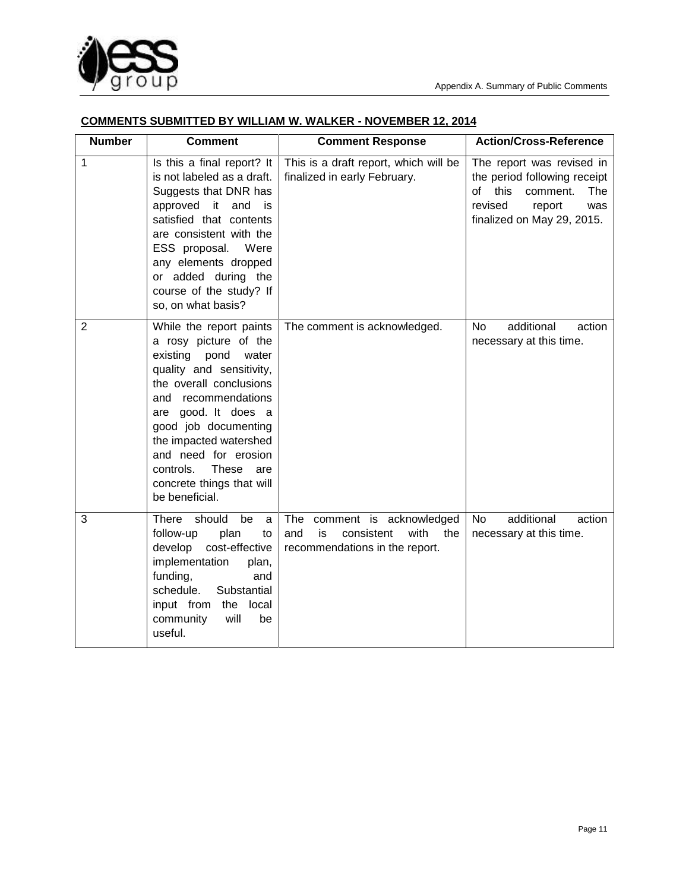**COMMENTS SUBMITTED BY WILLIAM W. WALKER - NOVEMBER 12, 2014**

| Number | Comment | Comment Response | Action/Cross-Reference |
|---|---|---|---|
| 1 | Is this a final report? It is not labeled as a draft. Suggests that DNR has approved it and is satisfied that contents are consistent with the ESS proposal. Were any elements dropped or added during the course of the study? If so, on what basis? | This is a draft report, which will be finalized in early February. | The report was revised in the period following receipt of this comment. The revised report was finalized on May 29, 2015. |
| 2 | While the report paints a rosy picture of the existing pond water quality and sensitivity, the overall conclusions and recommendations are good. It does a good job documenting the impacted watershed and need for erosion controls. These are concrete things that will be beneficial. | The comment is acknowledged. | No additional action necessary at this time. |
| 3 | There should be a follow-up plan to develop cost-effective implementation plan, funding, and schedule. Substantial input from the local community will be useful. | The comment is acknowledged and is consistent with the recommendations in the report. | No additional action necessary at this time. |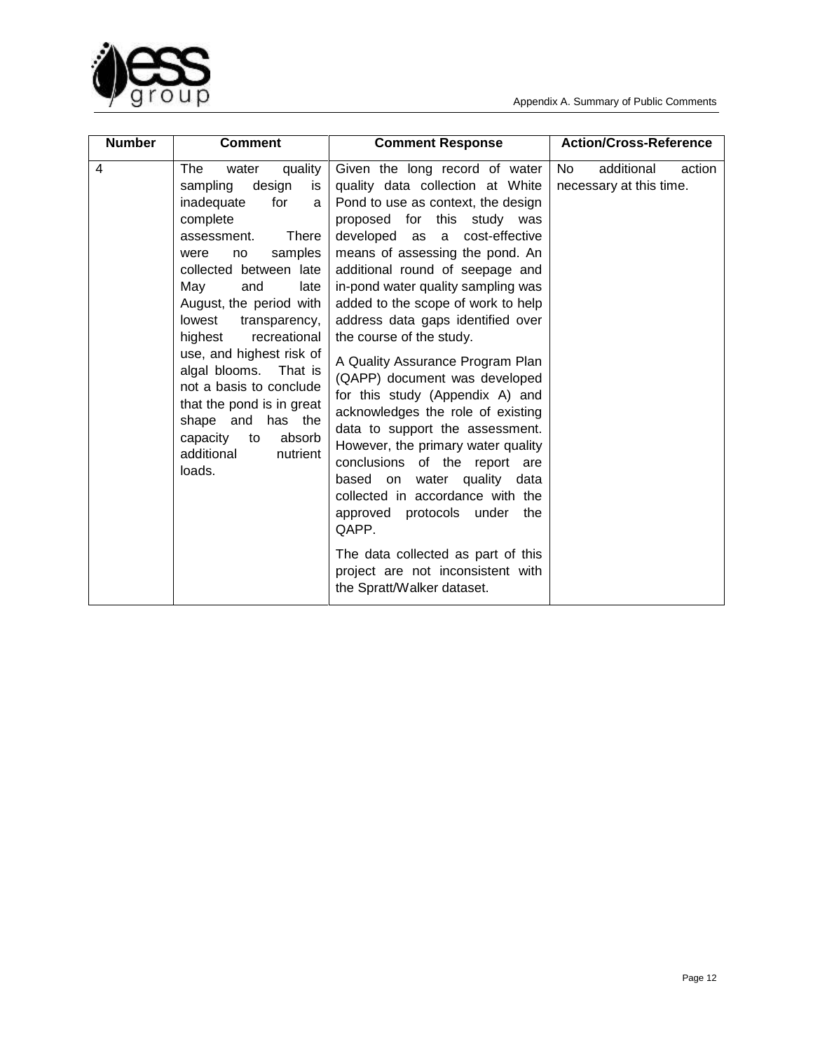| Number | Comment | Comment Response | Action/Cross-Reference |
|---|---|---|---|
| 4 | The water quality sampling design is inadequate for a complete assessment. There were no samples collected between late May and late August, the period with lowest transparency, highest recreational use, and highest risk of algal blooms. That is not a basis to conclude that the pond is in great shape and has the capacity to absorb additional nutrient loads. | Given the long record of water quality data collection at White Pond to use as context, the design proposed for this study was developed as a cost-effective means of assessing the pond. An additional round of seepage and in-pond water quality sampling was added to the scope of work to help address data gaps identified over the course of the study.<br><br>A Quality Assurance Program Plan (QAPP) document was developed for this study (Appendix A) and acknowledges the role of existing data to support the assessment. However, the primary water quality conclusions of the report are based on water quality data collected in accordance with the approved protocols under the QAPP.<br><br>The data collected as part of this project are not inconsistent with the Spratt/Walker dataset. | No additional action necessary at this time. |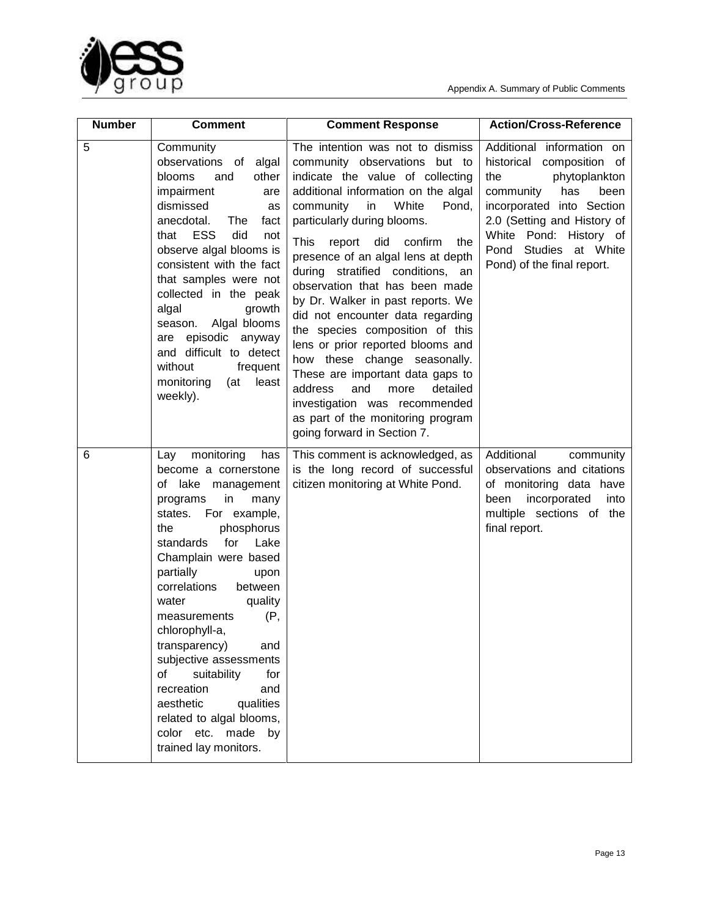| Number | Comment | Comment Response | Action/Cross-Reference |
|---|---|---|---|
| 5 | Community observations of algal blooms and other impairment are dismissed as anecdotal. The fact that ESS did not observe algal blooms is consistent with the fact that samples were not collected in the peak algal growth season. Algal blooms are episodic anyway and difficult to detect without frequent monitoring (at least weekly). | The intention was not to dismiss community observations but to indicate the value of collecting additional information on the algal community in White Pond, particularly during blooms.<br><br>This report did confirm the presence of an algal lens at depth during stratified conditions, an observation that has been made by Dr. Walker in past reports. We did not encounter data regarding the species composition of this lens or prior reported blooms and how these change seasonally. These are important data gaps to address and more detailed investigation was recommended as part of the monitoring program going forward in Section 7. | Additional information on historical composition of the phytoplankton community has been incorporated into Section 2.0 (Setting and History of White Pond: History of Pond Studies at White Pond) of the final report. |
| 6 | Lay monitoring has become a cornerstone of lake management programs in many states. For example, the phosphorus standards for Lake Champlain were based partially upon correlations between water quality measurements (P, chlorophyll-a, transparency) and subjective assessments of suitability for recreation and aesthetic qualities related to algal blooms, color etc. made by trained lay monitors. | This comment is acknowledged, as is the long record of successful citizen monitoring at White Pond. | Additional community observations and citations of monitoring data have been incorporated into multiple sections of the final report. |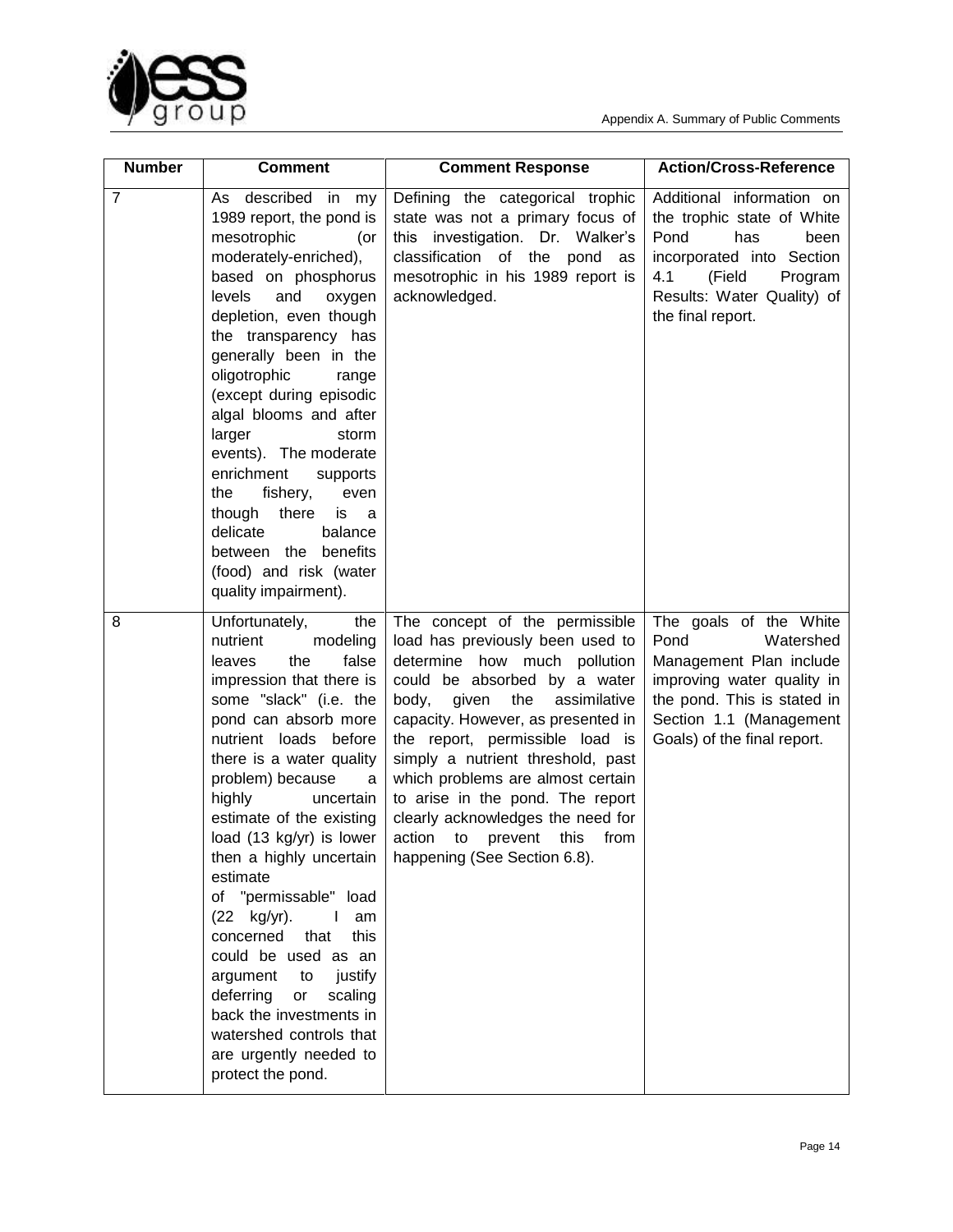| Number | Comment | Comment Response | Action/Cross-Reference |
| --- | --- | --- | --- |
| 7 | As described in my 1989 report, the pond is mesotrophic (or moderately-enriched), based on phosphorus levels and oxygen depletion, even though the transparency has generally been in the oligotrophic range (except during episodic algal blooms and after larger storm events). The moderate enrichment supports the fishery, even though there is a delicate balance between the benefits (food) and risk (water quality impairment). | Defining the categorical trophic state was not a primary focus of this investigation. Dr. Walker's classification of the pond as mesotrophic in his 1989 report is acknowledged. | Additional information on the trophic state of White Pond has been incorporated into Section 4.1 (Field Program Results: Water Quality) of the final report. |
| 8 | Unfortunately, the nutrient modeling leaves the false impression that there is some "slack" (i.e. the pond can absorb more nutrient loads before there is a water quality problem) because a highly uncertain estimate of the existing load (13 kg/yr) is lower then a highly uncertain estimate of "permissable" load (22 kg/yr). I am concerned that this could be used as an argument to justify deferring or scaling back the investments in watershed controls that are urgently needed to protect the pond. | The concept of the permissible load has previously been used to determine how much pollution could be absorbed by a water body, given the assimilative capacity. However, as presented in the report, permissible load is simply a nutrient threshold, past which problems are almost certain to arise in the pond. The report clearly acknowledges the need for action to prevent this from happening (See Section 6.8). | The goals of the White Pond Watershed Management Plan include improving water quality in the pond. This is stated in Section 1.1 (Management Goals) of the final report. |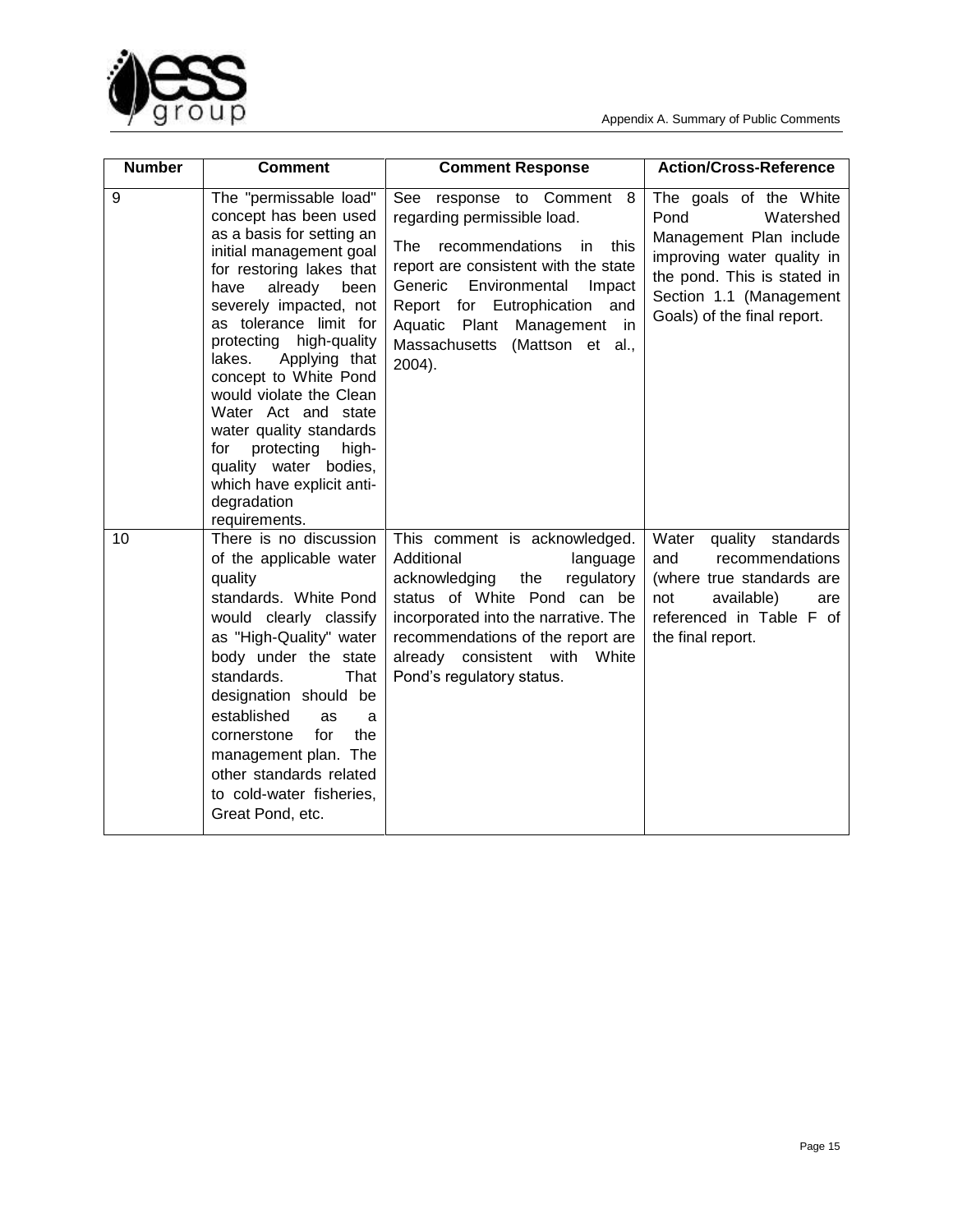| Number | Comment | Comment Response | Action/Cross-Reference |
|---|---|---|---|
| 9 | The "permissable load" concept has been used as a basis for setting an initial management goal for restoring lakes that have already been severely impacted, not as tolerance limit for protecting high-quality lakes. Applying that concept to White Pond would violate the Clean Water Act and state water quality standards for protecting high-quality water bodies, which have explicit anti-degradation requirements. | See response to Comment 8 regarding permissible load. The recommendations in this report are consistent with the state Generic Environmental Impact Report for Eutrophication and Aquatic Plant Management in Massachusetts (Mattson et al., 2004). | The goals of the White Pond Watershed Management Plan include improving water quality in the pond. This is stated in Section 1.1 (Management Goals) of the final report. |
| 10 | There is no discussion of the applicable water quality standards. White Pond would clearly classify as "High-Quality" water body under the state standards. That designation should be established as a cornerstone for the management plan. The other standards related to cold-water fisheries, Great Pond, etc. | This comment is acknowledged. Additional language acknowledging the regulatory status of White Pond can be incorporated into the narrative. The recommendations of the report are already consistent with White Pond's regulatory status. | Water quality standards and recommendations (where true standards are not available) are referenced in Table F of the final report. |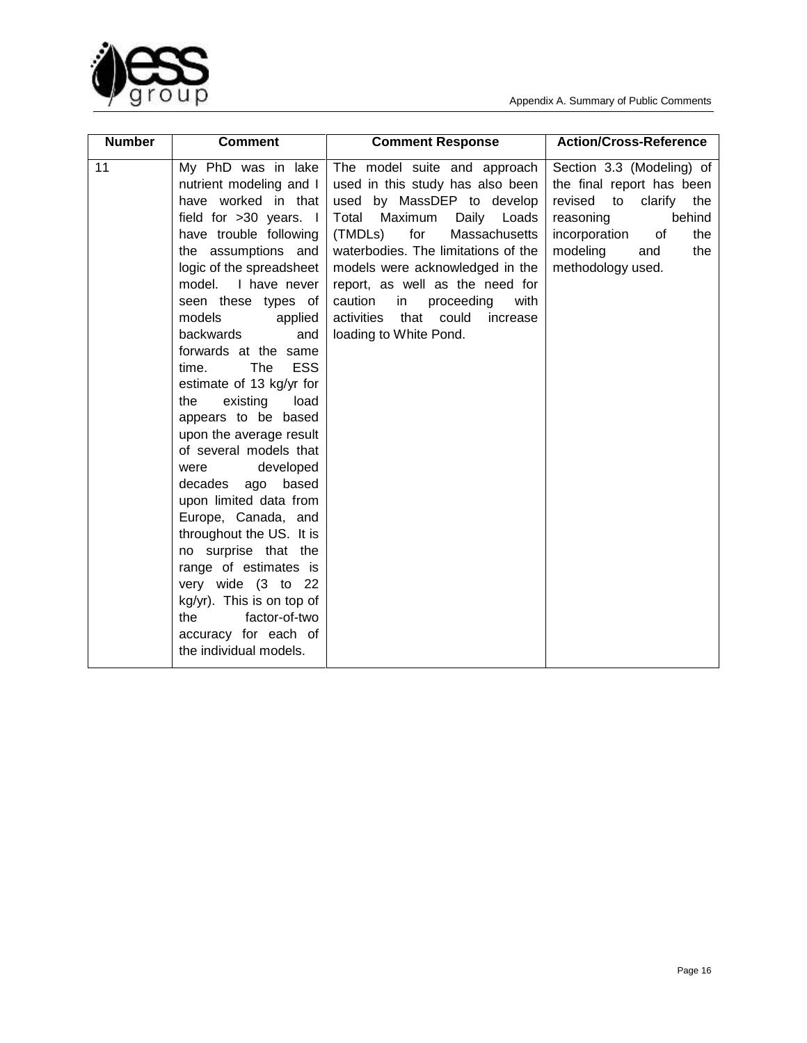| Number | Comment | Comment Response | Action/Cross-Reference |
|---|---|---|---|
| 11 | My PhD was in lake nutrient modeling and I have worked in that field for >30 years. I have trouble following the assumptions and logic of the spreadsheet model. I have never seen these types of models applied backwards and forwards at the same time. The ESS estimate of 13 kg/yr for the existing load appears to be based upon the average result of several models that were developed decades ago based upon limited data from Europe, Canada, and throughout the US. It is no surprise that the range of estimates is very wide (3 to 22 kg/yr). This is on top of the factor-of-two accuracy for each of the individual models. | The model suite and approach used in this study has also been used by MassDEP to develop Total Maximum Daily Loads (TMDLs) for Massachusetts waterbodies. The limitations of the models were acknowledged in the report, as well as the need for caution in proceeding with activities that could increase loading to White Pond. | Section 3.3 (Modeling) of the final report has been revised to clarify the reasoning behind incorporation of the modeling and the methodology used. |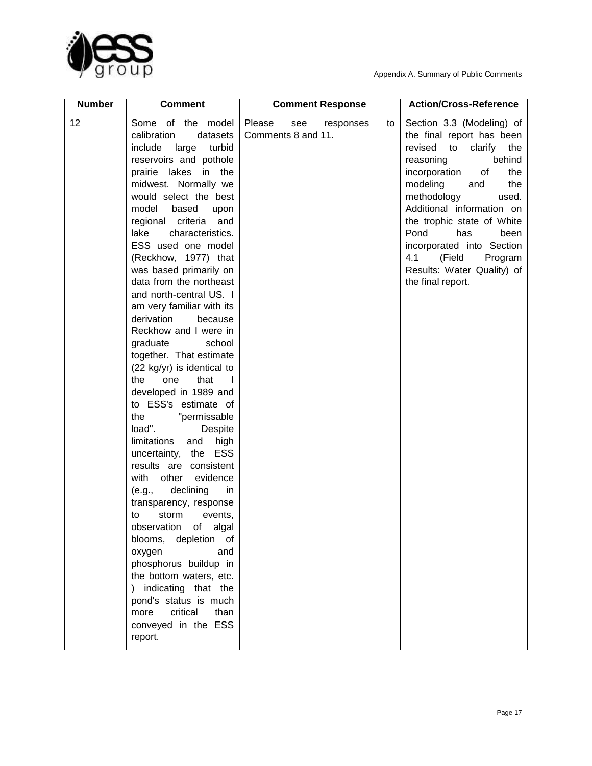| Number | Comment | Comment Response | Action/Cross-Reference |
|---|---|---|---|
| 12 | Some of the model calibration datasets include large turbid reservoirs and pothole prairie lakes in the midwest. Normally we would select the best model based upon regional criteria and lake characteristics. ESS used one model (Reckhow, 1977) that was based primarily on data from the northeast and north-central US. I am very familiar with its derivation because Reckhow and I were in graduate school together. That estimate (22 kg/yr) is identical to the one that I developed in 1989 and to ESS's estimate of the "permissable load". Despite limitations and high uncertainty, the ESS results are consistent with other evidence (e.g., declining in transparency, response to storm events, observation of algal blooms, depletion of oxygen and phosphorus buildup in the bottom waters, etc. ) indicating that the pond's status is much more critical than conveyed in the ESS report. | Please see responses to Comments 8 and 11. | Section 3.3 (Modeling) of the final report has been revised to clarify the reasoning behind incorporation of the modeling and the methodology used. Additional information on the trophic state of White Pond has been incorporated into Section 4.1 (Field Program Results: Water Quality) of the final report. |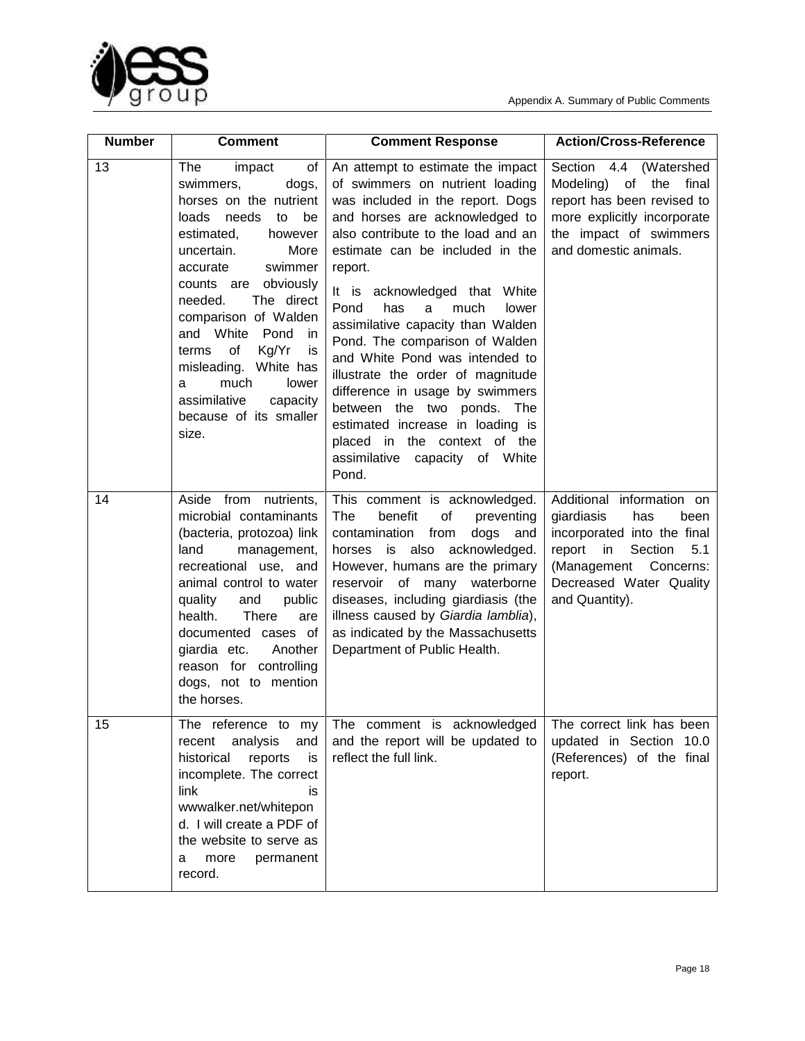| Number | Comment | Comment Response | Action/Cross-Reference |
|---|---|---|---|
| 13 | The impact of swimmers, dogs, horses on the nutrient loads needs to be estimated, however uncertain. More accurate swimmer counts are obviously needed. The direct comparison of Walden and White Pond in terms of Kg/Yr is misleading. White has a much lower assimilative capacity because of its smaller size. | An attempt to estimate the impact of swimmers on nutrient loading was included in the report. Dogs and horses are acknowledged to also contribute to the load and an estimate can be included in the report. It is acknowledged that White Pond has a much lower assimilative capacity than Walden Pond. The comparison of Walden and White Pond was intended to illustrate the order of magnitude difference in usage by swimmers between the two ponds. The estimated increase in loading is placed in the context of the assimilative capacity of White Pond. | Section 4.4 (Watershed Modeling) of the final report has been revised to more explicitly incorporate the impact of swimmers and domestic animals. |
| 14 | Aside from nutrients, microbial contaminants (bacteria, protozoa) link land management, recreational use, and animal control to water quality and public health. There are documented cases of giardia etc. Another reason for controlling dogs, not to mention the horses. | This comment is acknowledged. The benefit of preventing contamination from dogs and horses is also acknowledged. However, humans are the primary reservoir of many waterborne diseases, including giardiasis (the illness caused by *Giardia lamblia*), as indicated by the Massachusetts Department of Public Health. | Additional information on giardiasis has been incorporated into the final report in Section 5.1 (Management Concerns: Decreased Water Quality and Quantity). |
| 15 | The reference to my recent analysis and historical reports is incomplete. The correct link is wwwalker.net/whitepond. I will create a PDF of the website to serve as a more permanent record. | The comment is acknowledged and the report will be updated to reflect the full link. | The correct link has been updated in Section 10.0 (References) of the final report. |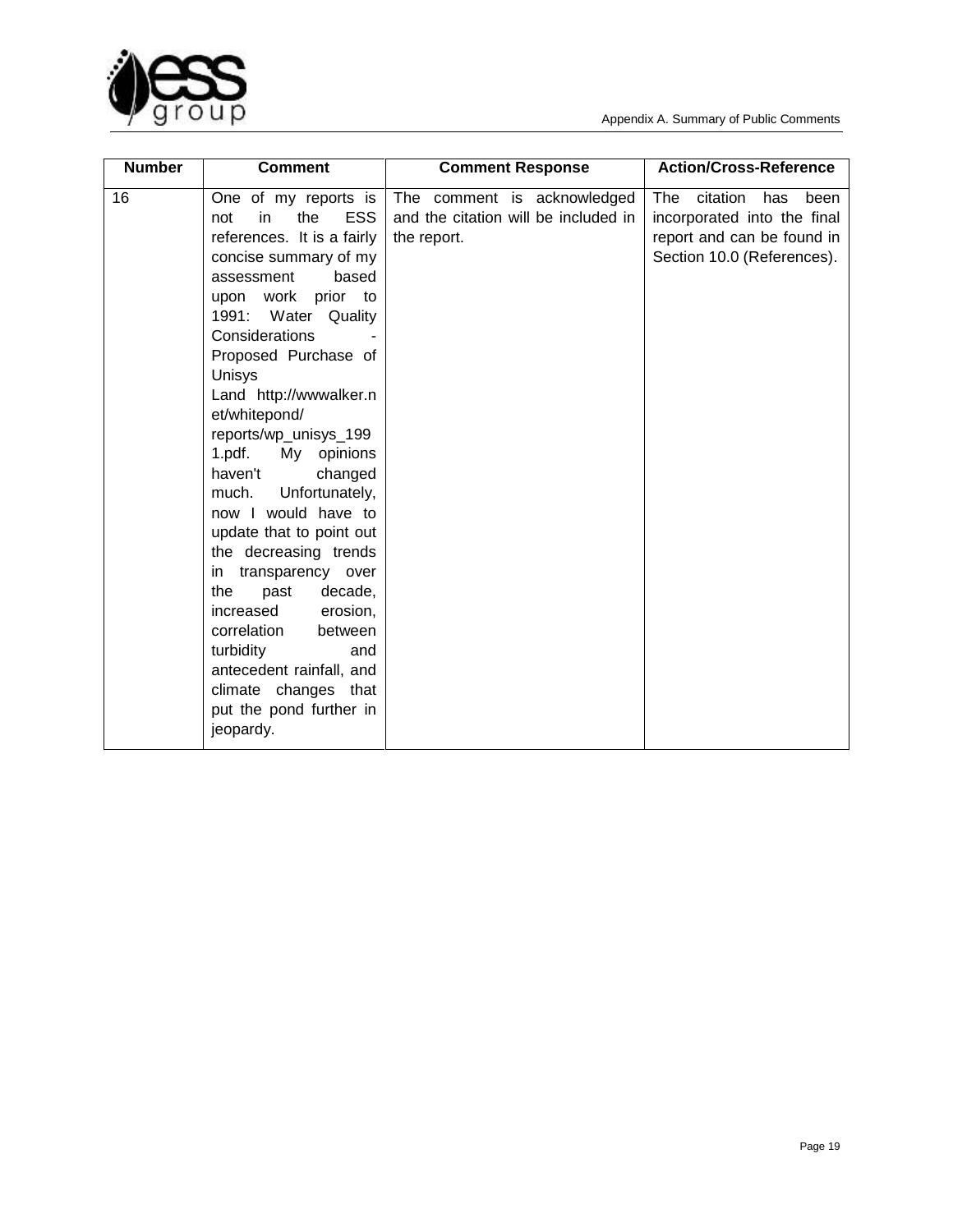| Number | Comment | Comment Response | Action/Cross-Reference |
|---|---|---|---|
| 16 | One of my reports is not in the ESS references. It is a fairly concise summary of my assessment based upon work prior to 1991: Water Quality Considerations - Proposed Purchase of Unisys Land http://wwwalker.net/whitepond/ reports/wp_unisys_1991.pdf. My opinions haven't changed much. Unfortunately, now I would have to update that to point out the decreasing trends in transparency over the past decade, increased erosion, correlation between turbidity and antecedent rainfall, and climate changes that put the pond further in jeopardy. | The comment is acknowledged and the citation will be included in the report. | The citation has been incorporated into the final report and can be found in Section 10.0 (References). |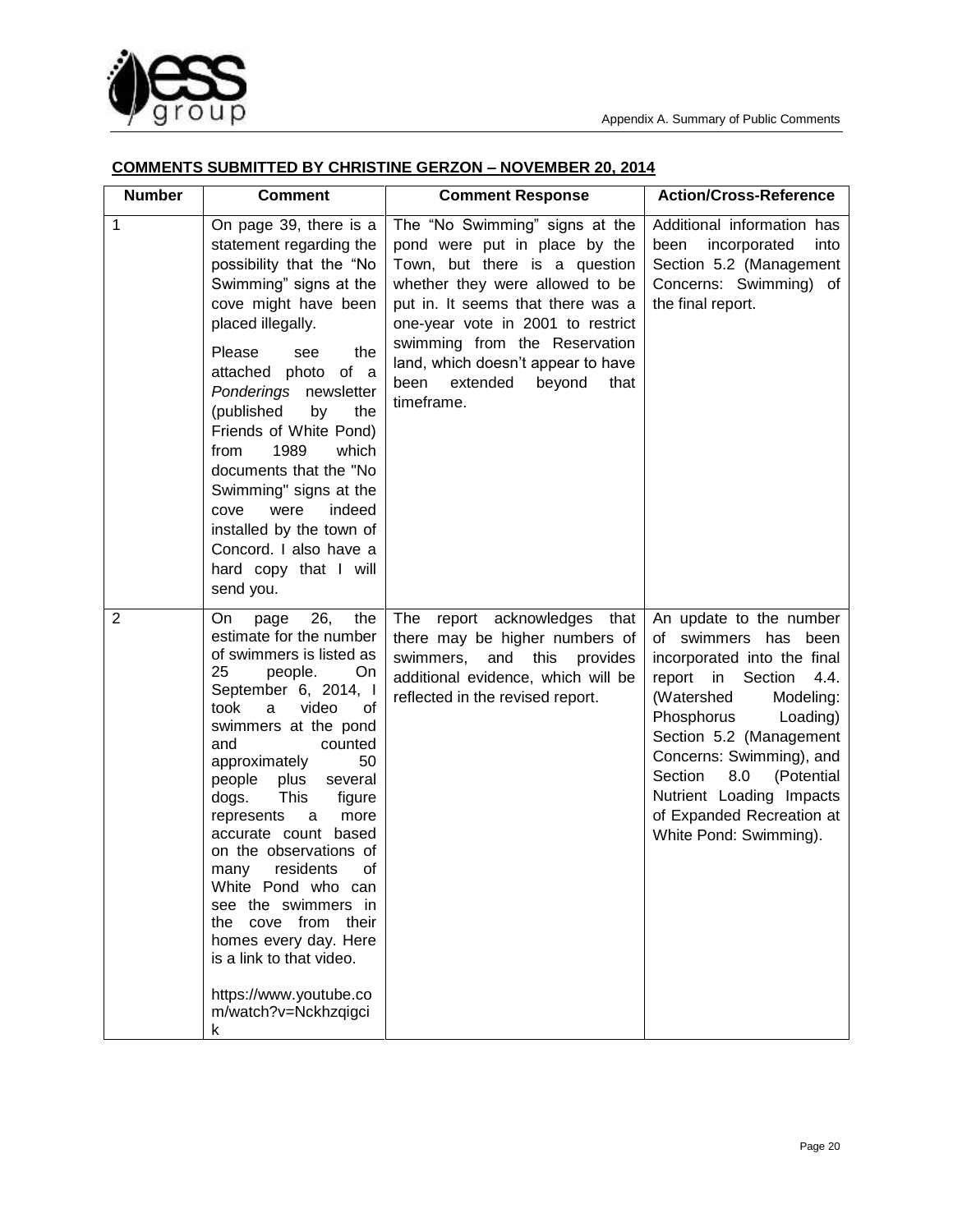## COMMENTS SUBMITTED BY CHRISTINE GERZON – NOVEMBER 20, 2014

| Number | Comment | Comment Response | Action/Cross-Reference |
|---|---|---|---|
| 1 | On page 39, there is a statement regarding the possibility that the "No Swimming" signs at the cove might have been placed illegally.<br><br>Please see the attached photo of a *Ponderings* newsletter (published by the Friends of White Pond) from 1989 which documents that the "No Swimming" signs at the cove were indeed installed by the town of Concord. I also have a hard copy that I will send you. | The "No Swimming" signs at the pond were put in place by the Town, but there is a question whether they were allowed to be put in. It seems that there was a one-year vote in 2001 to restrict swimming from the Reservation land, which doesn't appear to have been extended beyond that timeframe. | Additional information has been incorporated into Section 5.2 (Management Concerns: Swimming) of the final report. |
| 2 | On page 26, the estimate for the number of swimmers is listed as 25 people. On September 6, 2014, I took a video of swimmers at the pond and counted approximately 50 people plus several dogs. This figure represents a more accurate count based on the observations of many residents of White Pond who can see the swimmers in the cove from their homes every day. Here is a link to that video.<br><br>https://www.youtube.com/watch?v=Nckhzqigcik | The report acknowledges that there may be higher numbers of swimmers, and this provides additional evidence, which will be reflected in the revised report. | An update to the number of swimmers has been incorporated into the final report in Section 4.4. (Watershed Modeling: Phosphorus Loading) Section 5.2 (Management Concerns: Swimming), and Section 8.0 (Potential Nutrient Loading Impacts of Expanded Recreation at White Pond: Swimming). |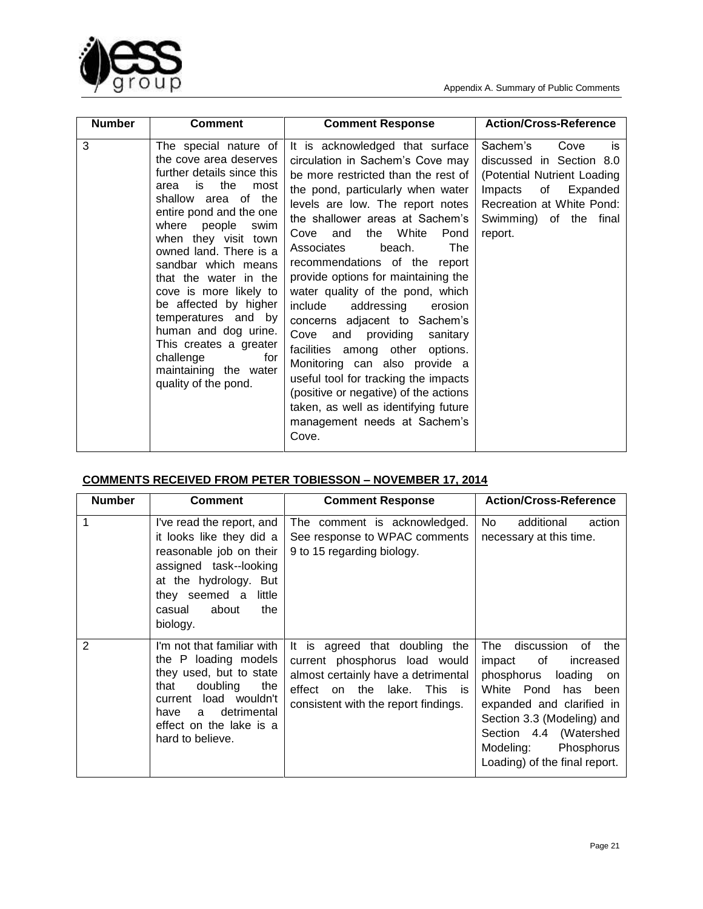| Number | Comment | Comment Response | Action/Cross-Reference |
|---|---|---|---|
| 3 | The special nature of the cove area deserves further details since this area is the most shallow area of the entire pond and the one where people swim when they visit town owned land. There is a sandbar which means that the water in the cove is more likely to be affected by higher temperatures and by human and dog urine. This creates a greater challenge for maintaining the water quality of the pond. | It is acknowledged that surface circulation in Sachem's Cove may be more restricted than the rest of the pond, particularly when water levels are low. The report notes the shallower areas at Sachem's Cove and the White Pond Associates beach. The recommendations of the report provide options for maintaining the water quality of the pond, which include addressing erosion concerns adjacent to Sachem's Cove and providing sanitary facilities among other options. Monitoring can also provide a useful tool for tracking the impacts (positive or negative) of the actions taken, as well as identifying future management needs at Sachem's Cove. | Sachem's Cove is discussed in Section 8.0 (Potential Nutrient Loading Impacts of Expanded Recreation at White Pond: Swimming) of the final report. |

**COMMENTS RECEIVED FROM PETER TOBIESSON – NOVEMBER 17, 2014**

| Number | Comment | Comment Response | Action/Cross-Reference |
|---|---|---|---|
| 1 | I've read the report, and it looks like they did a reasonable job on their assigned task--looking at the hydrology. But they seemed a little casual about the biology. | The comment is acknowledged. See response to WPAC comments 9 to 15 regarding biology. | No additional action necessary at this time. |
| 2 | I'm not that familiar with the P loading models they used, but to state that doubling the current load wouldn't have a detrimental effect on the lake is a hard to believe. | It is agreed that doubling the current phosphorus load would almost certainly have a detrimental effect on the lake. This is consistent with the report findings. | The discussion of the impact of increased phosphorus loading on White Pond has been expanded and clarified in Section 3.3 (Modeling) and Section 4.4 (Watershed Modeling: Phosphorus Loading) of the final report. |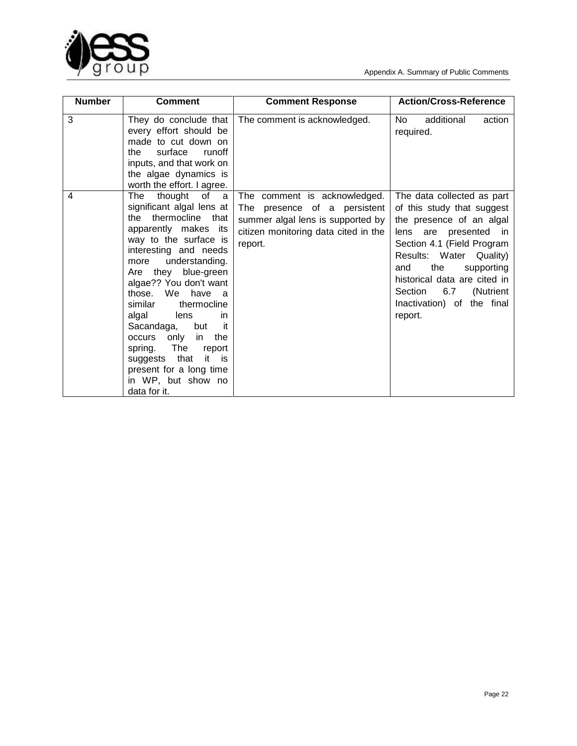| Number | Comment | Comment Response | Action/Cross-Reference |
|---|---|---|---|
| 3 | They do conclude that every effort should be made to cut down on the surface runoff inputs, and that work on the algae dynamics is worth the effort. I agree. | The comment is acknowledged. | No additional action required. |
| 4 | The thought of a significant algal lens at the thermocline that apparently makes its way to the surface is interesting and needs more understanding. Are they blue-green algae?? You don't want those. We have a similar thermocline algal lens in Sacandaga, but it occurs only in the spring. The report suggests that it is present for a long time in WP, but show no data for it. | The comment is acknowledged. The presence of a persistent summer algal lens is supported by citizen monitoring data cited in the report. | The data collected as part of this study that suggest the presence of an algal lens are presented in Section 4.1 (Field Program Results: Water Quality) and the supporting historical data are cited in Section 6.7 (Nutrient Inactivation) of the final report. |